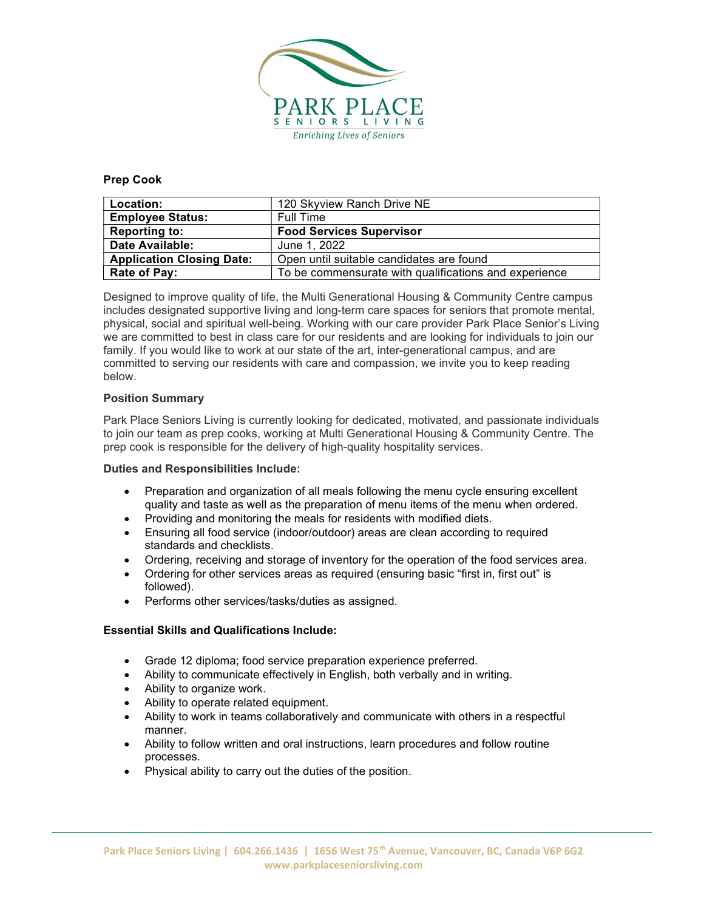PARK PLACE
SENIORS LIVING
*Enriching Lives of Seniors*

**Prep Cook**

| | |
|---|---|
| **Location:** | 120 Skyview Ranch Drive NE |
| **Employee Status:** | Full Time |
| **Reporting to:** | **Food Services Supervisor** |
| **Date Available:** | June 1, 2022 |
| **Application Closing Date:** | Open until suitable candidates are found |
| **Rate of Pay:** | To be commensurate with qualifications and experience |

Designed to improve quality of life, the Multi Generational Housing & Community Centre campus includes designated supportive living and long-term care spaces for seniors that promote mental, physical, social and spiritual well-being. Working with our care provider Park Place Senior's Living we are committed to best in class care for our residents and are looking for individuals to join our family. If you would like to work at our state of the art, inter-generational campus, and are committed to serving our residents with care and compassion, we invite you to keep reading below.

**Position Summary**

Park Place Seniors Living is currently looking for dedicated, motivated, and passionate individuals to join our team as prep cooks, working at Multi Generational Housing & Community Centre. The prep cook is responsible for the delivery of high-quality hospitality services.

**Duties and Responsibilities Include:**

- Preparation and organization of all meals following the menu cycle ensuring excellent quality and taste as well as the preparation of menu items of the menu when ordered.
- Providing and monitoring the meals for residents with modified diets.
- Ensuring all food service (indoor/outdoor) areas are clean according to required standards and checklists.
- Ordering, receiving and storage of inventory for the operation of the food services area.
- Ordering for other services areas as required (ensuring basic "first in, first out" is followed).
- Performs other services/tasks/duties as assigned.

**Essential Skills and Qualifications Include:**

- Grade 12 diploma; food service preparation experience preferred.
- Ability to communicate effectively in English, both verbally and in writing.
- Ability to organize work.
- Ability to operate related equipment.
- Ability to work in teams collaboratively and communicate with others in a respectful manner.
- Ability to follow written and oral instructions, learn procedures and follow routine processes.
- Physical ability to carry out the duties of the position.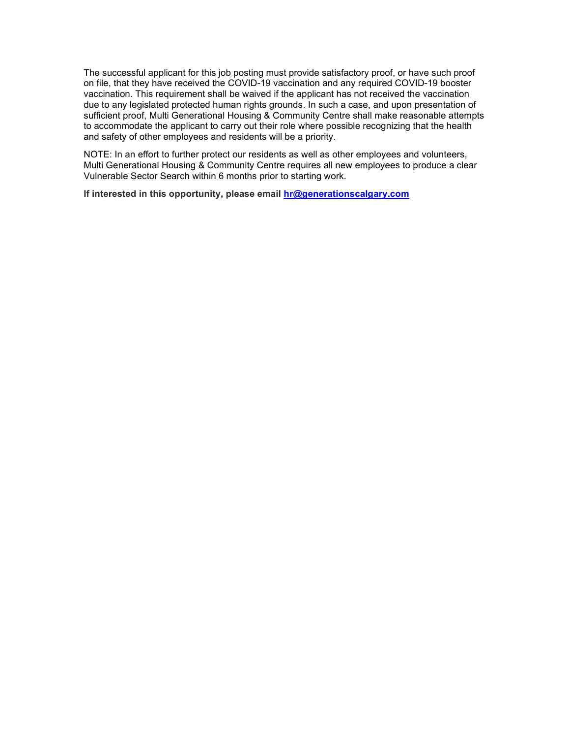The successful applicant for this job posting must provide satisfactory proof, or have such proof on file, that they have received the COVID-19 vaccination and any required COVID-19 booster vaccination. This requirement shall be waived if the applicant has not received the vaccination due to any legislated protected human rights grounds. In such a case, and upon presentation of sufficient proof, Multi Generational Housing & Community Centre shall make reasonable attempts to accommodate the applicant to carry out their role where possible recognizing that the health and safety of other employees and residents will be a priority.

NOTE: In an effort to further protect our residents as well as other employees and volunteers, Multi Generational Housing & Community Centre requires all new employees to produce a clear Vulnerable Sector Search within 6 months prior to starting work.

**If interested in this opportunity, please email [hr@generationscalgary.com](mailto:hr@generationscalgary.com)**